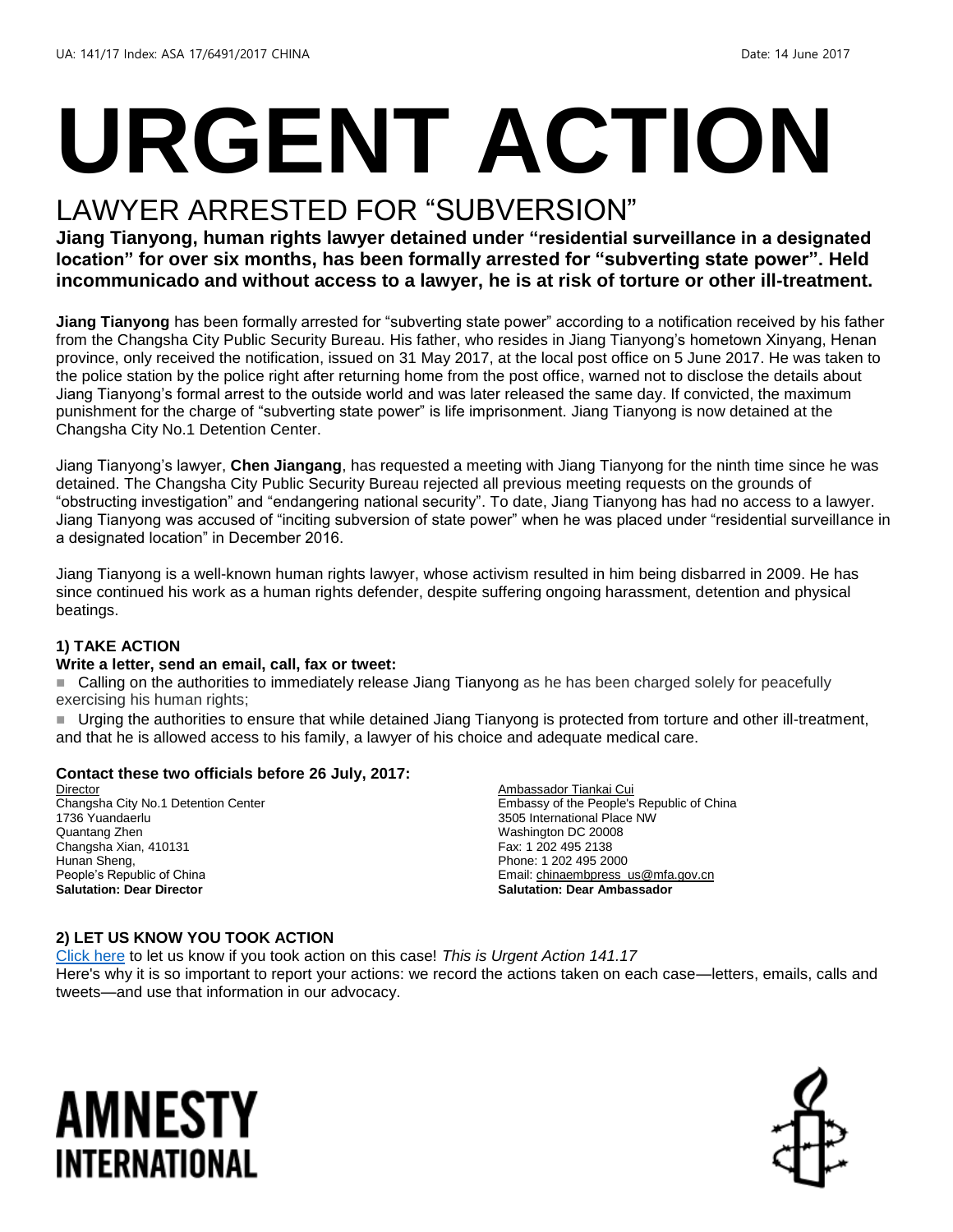UA: 141/17 Index: ASA 17/6491/2017 CHINA Date: 14 June 2017

# URGENT ACTION

## LAWYER ARRESTED FOR "SUBVERSION"

**Jiang Tianyong, human rights lawyer detained under "residential surveillance in a designated location" for over six months, has been formally arrested for "subverting state power". Held incommunicado and without access to a lawyer, he is at risk of torture or other ill-treatment.**

**Jiang Tianyong** has been formally arrested for "subverting state power" according to a notification received by his father from the Changsha City Public Security Bureau. His father, who resides in Jiang Tianyong's hometown Xinyang, Henan province, only received the notification, issued on 31 May 2017, at the local post office on 5 June 2017. He was taken to the police station by the police right after returning home from the post office, warned not to disclose the details about Jiang Tianyong's formal arrest to the outside world and was later released the same day. If convicted, the maximum punishment for the charge of "subverting state power" is life imprisonment. Jiang Tianyong is now detained at the Changsha City No.1 Detention Center.

Jiang Tianyong's lawyer, **Chen Jiangang**, has requested a meeting with Jiang Tianyong for the ninth time since he was detained. The Changsha City Public Security Bureau rejected all previous meeting requests on the grounds of "obstructing investigation" and "endangering national security". To date, Jiang Tianyong has had no access to a lawyer. Jiang Tianyong was accused of "inciting subversion of state power" when he was placed under "residential surveillance in a designated location" in December 2016.

Jiang Tianyong is a well-known human rights lawyer, whose activism resulted in him being disbarred in 2009. He has since continued his work as a human rights defender, despite suffering ongoing harassment, detention and physical beatings.

### 1) TAKE ACTION

**Write a letter, send an email, call, fax or tweet:**

- Calling on the authorities to immediately release Jiang Tianyong as he has been charged solely for peacefully exercising his human rights;
- Urging the authorities to ensure that while detained Jiang Tianyong is protected from torture and other ill-treatment, and that he is allowed access to his family, a lawyer of his choice and adequate medical care.

**Contact these two officials before 26 July, 2017:**

Director
Changsha City No.1 Detention Center
1736 Yuandaerlu
Quantang Zhen
Changsha Xian, 410131
Hunan Sheng,
People's Republic of China
**Salutation: Dear Director**

Ambassador Tiankai Cui
Embassy of the People's Republic of China
3505 International Place NW
Washington DC 20008
Fax: 1 202 495 2138
Phone: 1 202 495 2000
Email: chinaembpress_us@mfa.gov.cn
**Salutation: Dear Ambassador**

### 2) LET US KNOW YOU TOOK ACTION

Click here to let us know if you took action on this case! *This is Urgent Action 141.17*
Here's why it is so important to report your actions: we record the actions taken on each case—letters, emails, calls and tweets—and use that information in our advocacy.

AMNESTY INTERNATIONAL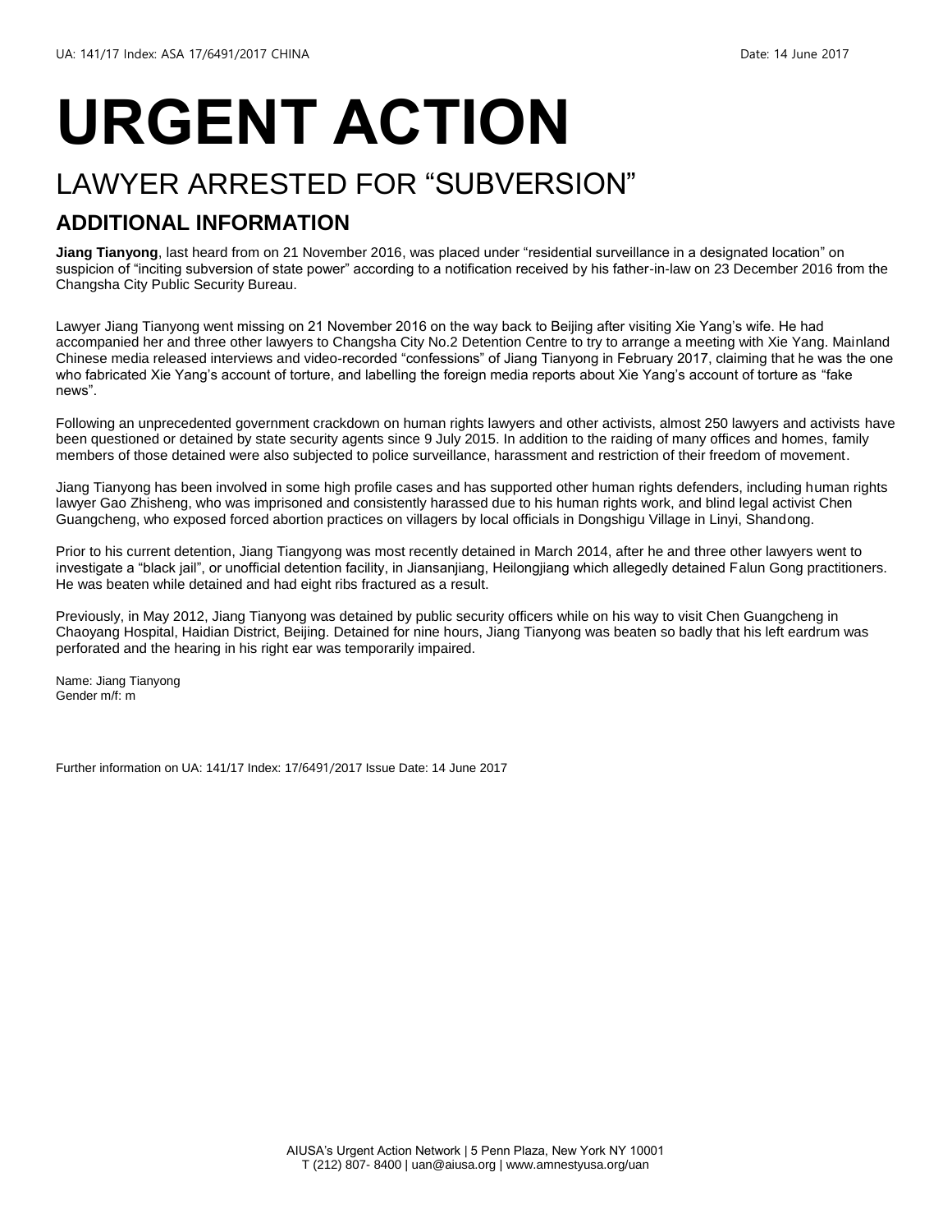# URGENT ACTION

## LAWYER ARRESTED FOR "SUBVERSION"

### ADDITIONAL INFORMATION

**Jiang Tianyong**, last heard from on 21 November 2016, was placed under "residential surveillance in a designated location" on suspicion of "inciting subversion of state power" according to a notification received by his father-in-law on 23 December 2016 from the Changsha City Public Security Bureau.

Lawyer Jiang Tianyong went missing on 21 November 2016 on the way back to Beijing after visiting Xie Yang's wife. He had accompanied her and three other lawyers to Changsha City No.2 Detention Centre to try to arrange a meeting with Xie Yang. Mainland Chinese media released interviews and video-recorded "confessions" of Jiang Tianyong in February 2017, claiming that he was the one who fabricated Xie Yang's account of torture, and labelling the foreign media reports about Xie Yang's account of torture as "fake news".

Following an unprecedented government crackdown on human rights lawyers and other activists, almost 250 lawyers and activists have been questioned or detained by state security agents since 9 July 2015. In addition to the raiding of many offices and homes, family members of those detained were also subjected to police surveillance, harassment and restriction of their freedom of movement.

Jiang Tianyong has been involved in some high profile cases and has supported other human rights defenders, including human rights lawyer Gao Zhisheng, who was imprisoned and consistently harassed due to his human rights work, and blind legal activist Chen Guangcheng, who exposed forced abortion practices on villagers by local officials in Dongshigu Village in Linyi, Shandong.

Prior to his current detention, Jiang Tiangyong was most recently detained in March 2014, after he and three other lawyers went to investigate a "black jail", or unofficial detention facility, in Jiansanjiang, Heilongjiang which allegedly detained Falun Gong practitioners. He was beaten while detained and had eight ribs fractured as a result.

Previously, in May 2012, Jiang Tianyong was detained by public security officers while on his way to visit Chen Guangcheng in Chaoyang Hospital, Haidian District, Beijing. Detained for nine hours, Jiang Tianyong was beaten so badly that his left eardrum was perforated and the hearing in his right ear was temporarily impaired.

Name: Jiang Tianyong
Gender m/f: m

Further information on UA: 141/17 Index: 17/6491/2017 Issue Date: 14 June 2017